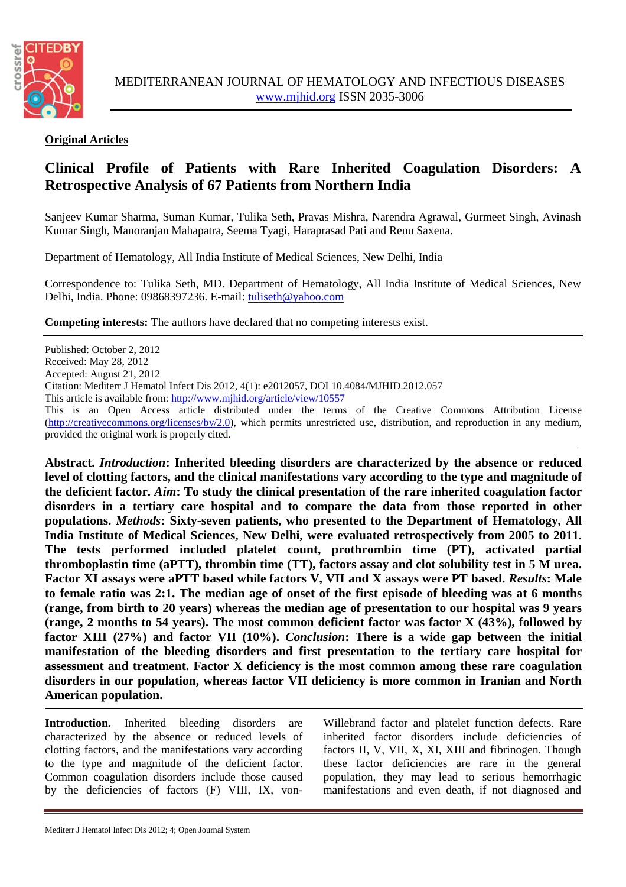MEDITERRANEAN JOURNAL OF HEMATOLOGY AND INFECTIOUS DISEASES
www.mjhid.org ISSN 2035-3006

**Original Articles**

# Clinical Profile of Patients with Rare Inherited Coagulation Disorders: A Retrospective Analysis of 67 Patients from Northern India

Sanjeev Kumar Sharma, Suman Kumar, Tulika Seth, Pravas Mishra, Narendra Agrawal, Gurmeet Singh, Avinash Kumar Singh, Manoranjan Mahapatra, Seema Tyagi, Haraprasad Pati and Renu Saxena.

Department of Hematology, All India Institute of Medical Sciences, New Delhi, India

Correspondence to: Tulika Seth, MD. Department of Hematology, All India Institute of Medical Sciences, New Delhi, India. Phone: 09868397236. E-mail: tuliseth@yahoo.com

**Competing interests:** The authors have declared that no competing interests exist.

Published: October 2, 2012
Received: May 28, 2012
Accepted: August 21, 2012
Citation: Mediterr J Hematol Infect Dis 2012, 4(1): e2012057, DOI 10.4084/MJHID.2012.057
This article is available from: http://www.mjhid.org/article/view/10557
This is an Open Access article distributed under the terms of the Creative Commons Attribution License (http://creativecommons.org/licenses/by/2.0), which permits unrestricted use, distribution, and reproduction in any medium, provided the original work is properly cited.

**Abstract. *Introduction*: Inherited bleeding disorders are characterized by the absence or reduced level of clotting factors, and the clinical manifestations vary according to the type and magnitude of the deficient factor. *Aim*: To study the clinical presentation of the rare inherited coagulation factor disorders in a tertiary care hospital and to compare the data from those reported in other populations. *Methods*: Sixty-seven patients, who presented to the Department of Hematology, All India Institute of Medical Sciences, New Delhi, were evaluated retrospectively from 2005 to 2011. The tests performed included platelet count, prothrombin time (PT), activated partial thromboplastin time (aPTT), thrombin time (TT), factors assay and clot solubility test in 5 M urea. Factor XI assays were aPTT based while factors V, VII and X assays were PT based. *Results*: Male to female ratio was 2:1. The median age of onset of the first episode of bleeding was at 6 months (range, from birth to 20 years) whereas the median age of presentation to our hospital was 9 years (range, 2 months to 54 years). The most common deficient factor was factor X (43%), followed by factor XIII (27%) and factor VII (10%). *Conclusion*: There is a wide gap between the initial manifestation of the bleeding disorders and first presentation to the tertiary care hospital for assessment and treatment. Factor X deficiency is the most common among these rare coagulation disorders in our population, whereas factor VII deficiency is more common in Iranian and North American population.**

**Introduction.** Inherited bleeding disorders are characterized by the absence or reduced levels of clotting factors, and the manifestations vary according to the type and magnitude of the deficient factor. Common coagulation disorders include those caused by the deficiencies of factors (F) VIII, IX, von-Willebrand factor and platelet function defects. Rare inherited factor disorders include deficiencies of factors II, V, VII, X, XI, XIII and fibrinogen. Though these factor deficiencies are rare in the general population, they may lead to serious hemorrhagic manifestations and even death, if not diagnosed and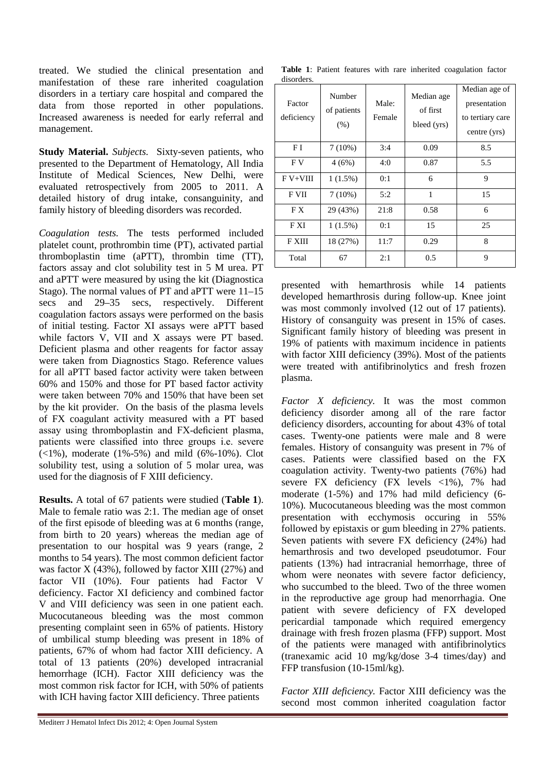treated. We studied the clinical presentation and manifestation of these rare inherited coagulation disorders in a tertiary care hospital and compared the data from those reported in other populations. Increased awareness is needed for early referral and management.

**Study Material.** *Subjects.* Sixty-seven patients, who presented to the Department of Hematology, All India Institute of Medical Sciences, New Delhi, were evaluated retrospectively from 2005 to 2011. A detailed history of drug intake, consanguinity, and family history of bleeding disorders was recorded.

*Coagulation tests.* The tests performed included platelet count, prothrombin time (PT), activated partial thromboplastin time (aPTT), thrombin time (TT), factors assay and clot solubility test in 5 M urea. PT and aPTT were measured by using the kit (Diagnostica Stago). The normal values of PT and aPTT were 11–15 secs and 29–35 secs, respectively. Different coagulation factors assays were performed on the basis of initial testing. Factor XI assays were aPTT based while factors V, VII and X assays were PT based. Deficient plasma and other reagents for factor assay were taken from Diagnostics Stago. Reference values for all aPTT based factor activity were taken between 60% and 150% and those for PT based factor activity were taken between 70% and 150% that have been set by the kit provider. On the basis of the plasma levels of FX coagulant activity measured with a PT based assay using thromboplastin and FX-deficient plasma, patients were classified into three groups i.e. severe (<1%), moderate (1%-5%) and mild (6%-10%). Clot solubility test, using a solution of 5 molar urea, was used for the diagnosis of F XIII deficiency.

**Results.** A total of 67 patients were studied (**Table 1**). Male to female ratio was 2:1. The median age of onset of the first episode of bleeding was at 6 months (range, from birth to 20 years) whereas the median age of presentation to our hospital was 9 years (range, 2 months to 54 years). The most common deficient factor was factor X (43%), followed by factor XIII (27%) and factor VII (10%). Four patients had Factor V deficiency. Factor XI deficiency and combined factor V and VIII deficiency was seen in one patient each. Mucocutaneous bleeding was the most common presenting complaint seen in 65% of patients. History of umbilical stump bleeding was present in 18% of patients, 67% of whom had factor XIII deficiency. A total of 13 patients (20%) developed intracranial hemorrhage (ICH). Factor XIII deficiency was the most common risk factor for ICH, with 50% of patients with ICH having factor XIII deficiency. Three patients presented with hemarthrosis while 14 patients developed hemarthrosis during follow-up. Knee joint was most commonly involved (12 out of 17 patients). History of consanguity was present in 15% of cases. Significant family history of bleeding was present in 19% of patients with maximum incidence in patients with factor XIII deficiency (39%). Most of the patients were treated with antifibrinolytics and fresh frozen plasma.

**Table 1**: Patient features with rare inherited coagulation factor disorders.

| Factor deficiency | Number of patients (%) | Male: Female | Median age of first bleed (yrs) | Median age of presentation to tertiary care centre (yrs) |
|---|---|---|---|---|
| F I | 7 (10%) | 3:4 | 0.09 | 8.5 |
| F V | 4 (6%) | 4:0 | 0.87 | 5.5 |
| F V+VIII | 1 (1.5%) | 0:1 | 6 | 9 |
| F VII | 7 (10%) | 5:2 | 1 | 15 |
| F X | 29 (43%) | 21:8 | 0.58 | 6 |
| F XI | 1 (1.5%) | 0:1 | 15 | 25 |
| F XIII | 18 (27%) | 11:7 | 0.29 | 8 |
| Total | 67 | 2:1 | 0.5 | 9 |

*Factor X deficiency.* It was the most common deficiency disorder among all of the rare factor deficiency disorders, accounting for about 43% of total cases. Twenty-one patients were male and 8 were females. History of consanguity was present in 7% of cases. Patients were classified based on the FX coagulation activity. Twenty-two patients (76%) had severe FX deficiency (FX levels <1%), 7% had moderate (1-5%) and 17% had mild deficiency (6-10%). Mucocutaneous bleeding was the most common presentation with ecchymosis occuring in 55% followed by epistaxis or gum bleeding in 27% patients. Seven patients with severe FX deficiency (24%) had hemarthrosis and two developed pseudotumor. Four patients (13%) had intracranial hemorrhage, three of whom were neonates with severe factor deficiency, who succumbed to the bleed. Two of the three women in the reproductive age group had menorrhagia. One patient with severe deficiency of FX developed pericardial tamponade which required emergency drainage with fresh frozen plasma (FFP) support. Most of the patients were managed with antifibrinolytics (tranexamic acid 10 mg/kg/dose 3-4 times/day) and FFP transfusion (10-15ml/kg).

*Factor XIII deficiency.* Factor XIII deficiency was the second most common inherited coagulation factor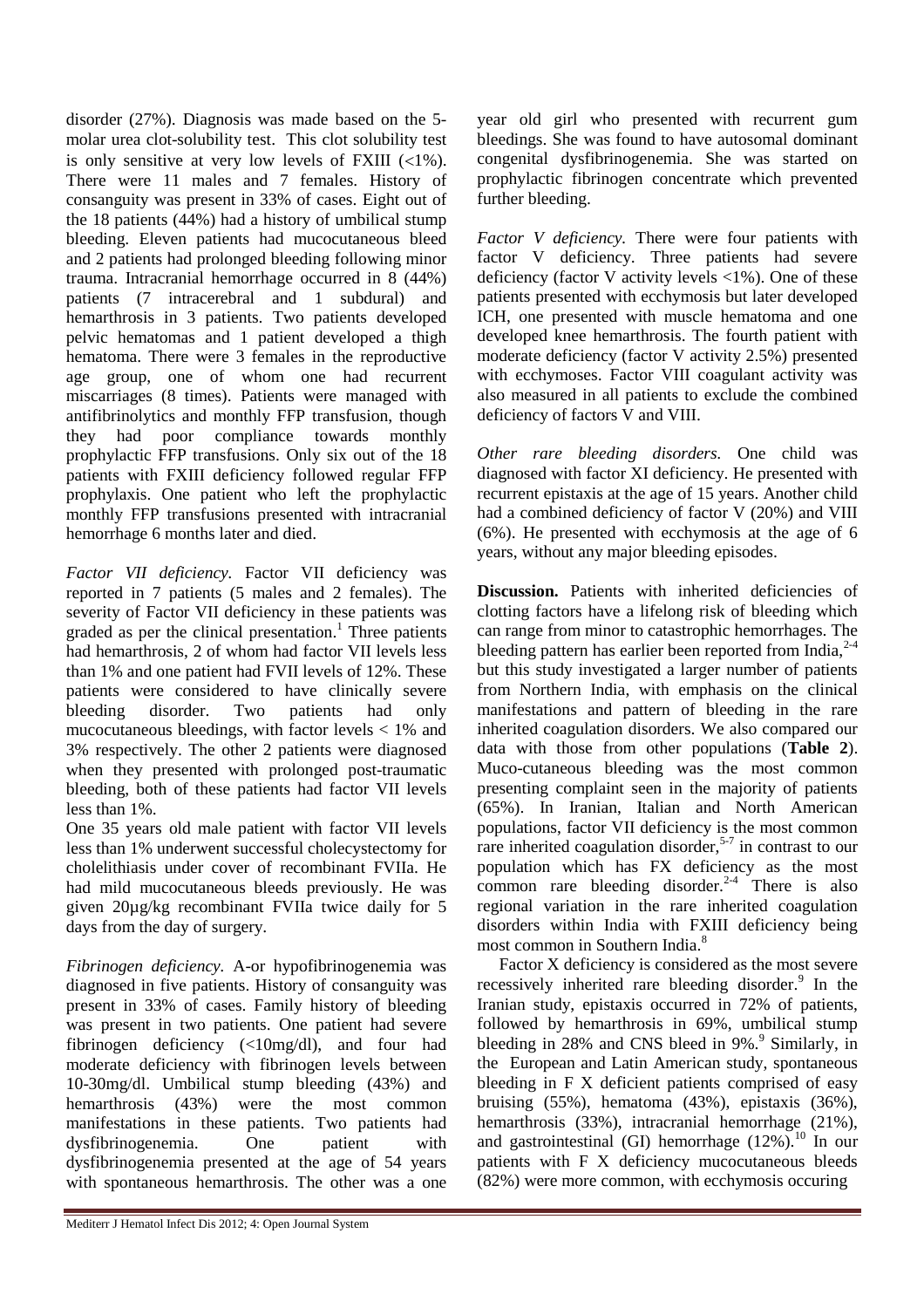disorder (27%). Diagnosis was made based on the 5-molar urea clot-solubility test. This clot solubility test is only sensitive at very low levels of FXIII (<1%). There were 11 males and 7 females. History of consanguity was present in 33% of cases. Eight out of the 18 patients (44%) had a history of umbilical stump bleeding. Eleven patients had mucocutaneous bleed and 2 patients had prolonged bleeding following minor trauma. Intracranial hemorrhage occurred in 8 (44%) patients (7 intracerebral and 1 subdural) and hemarthrosis in 3 patients. Two patients developed pelvic hematomas and 1 patient developed a thigh hematoma. There were 3 females in the reproductive age group, one of whom one had recurrent miscarriages (8 times). Patients were managed with antifibrinolytics and monthly FFP transfusion, though they had poor compliance towards monthly prophylactic FFP transfusions. Only six out of the 18 patients with FXIII deficiency followed regular FFP prophylaxis. One patient who left the prophylactic monthly FFP transfusions presented with intracranial hemorrhage 6 months later and died.

*Factor VII deficiency.* Factor VII deficiency was reported in 7 patients (5 males and 2 females). The severity of Factor VII deficiency in these patients was graded as per the clinical presentation.[1] Three patients had hemarthrosis, 2 of whom had factor VII levels less than 1% and one patient had FVII levels of 12%. These patients were considered to have clinically severe bleeding disorder. Two patients had only mucocutaneous bleedings, with factor levels < 1% and 3% respectively. The other 2 patients were diagnosed when they presented with prolonged post-traumatic bleeding, both of these patients had factor VII levels less than 1%.

One 35 years old male patient with factor VII levels less than 1% underwent successful cholecystectomy for cholelithiasis under cover of recombinant FVIIa. He had mild mucocutaneous bleeds previously. He was given 20µg/kg recombinant FVIIa twice daily for 5 days from the day of surgery.

*Fibrinogen deficiency.* A-or hypofibrinogenemia was diagnosed in five patients. History of consanguity was present in 33% of cases. Family history of bleeding was present in two patients. One patient had severe fibrinogen deficiency (<10mg/dl), and four had moderate deficiency with fibrinogen levels between 10-30mg/dl. Umbilical stump bleeding (43%) and hemarthrosis (43%) were the most common manifestations in these patients. Two patients had dysfibrinogenemia. One patient with dysfibrinogenemia presented at the age of 54 years with spontaneous hemarthrosis. The other was a one year old girl who presented with recurrent gum bleedings. She was found to have autosomal dominant congenital dysfibrinogenemia. She was started on prophylactic fibrinogen concentrate which prevented further bleeding.

*Factor V deficiency.* There were four patients with factor V deficiency. Three patients had severe deficiency (factor V activity levels <1%). One of these patients presented with ecchymosis but later developed ICH, one presented with muscle hematoma and one developed knee hemarthrosis. The fourth patient with moderate deficiency (factor V activity 2.5%) presented with ecchymoses. Factor VIII coagulant activity was also measured in all patients to exclude the combined deficiency of factors V and VIII.

*Other rare bleeding disorders.* One child was diagnosed with factor XI deficiency. He presented with recurrent epistaxis at the age of 15 years. Another child had a combined deficiency of factor V (20%) and VIII (6%). He presented with ecchymosis at the age of 6 years, without any major bleeding episodes.

**Discussion.** Patients with inherited deficiencies of clotting factors have a lifelong risk of bleeding which can range from minor to catastrophic hemorrhages. The bleeding pattern has earlier been reported from India,[2-4] but this study investigated a larger number of patients from Northern India, with emphasis on the clinical manifestations and pattern of bleeding in the rare inherited coagulation disorders. We also compared our data with those from other populations (**Table 2**). Muco-cutaneous bleeding was the most common presenting complaint seen in the majority of patients (65%). In Iranian, Italian and North American populations, factor VII deficiency is the most common rare inherited coagulation disorder,[5-7] in contrast to our population which has FX deficiency as the most common rare bleeding disorder.[2-4] There is also regional variation in the rare inherited coagulation disorders within India with FXIII deficiency being most common in Southern India.[8]

Factor X deficiency is considered as the most severe recessively inherited rare bleeding disorder.[9] In the Iranian study, epistaxis occurred in 72% of patients, followed by hemarthrosis in 69%, umbilical stump bleeding in 28% and CNS bleed in 9%.[9] Similarly, in the European and Latin American study, spontaneous bleeding in F X deficient patients comprised of easy bruising (55%), hematoma (43%), epistaxis (36%), hemarthrosis (33%), intracranial hemorrhage (21%), and gastrointestinal (GI) hemorrhage (12%).[10] In our patients with F X deficiency mucocutaneous bleeds (82%) were more common, with ecchymosis occuring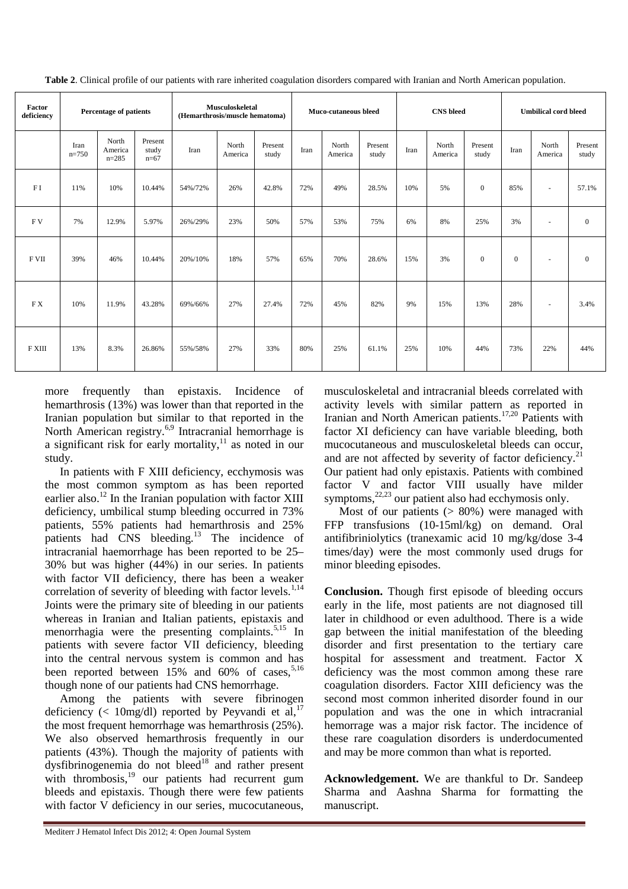**Table 2**. Clinical profile of our patients with rare inherited coagulation disorders compared with Iranian and North American population.

| Factor deficiency | Percentage of patients | | | Musculoskeletal (Hemarthrosis/muscle hematoma) | | | Muco-cutaneous bleed | | | CNS bleed | | | Umbilical cord bleed | | |
|---|---|---|---|---|---|---|---|---|---|---|---|---|---|---|---|
| | Iran n=750 | North America n=285 | Present study n=67 | Iran | North America | Present study | Iran | North America | Present study | Iran | North America | Present study | Iran | North America | Present study |
| F I | 11% | 10% | 10.44% | 54%/72% | 26% | 42.8% | 72% | 49% | 28.5% | 10% | 5% | 0 | 85% | - | 57.1% |
| F V | 7% | 12.9% | 5.97% | 26%/29% | 23% | 50% | 57% | 53% | 75% | 6% | 8% | 25% | 3% | - | 0 |
| F VII | 39% | 46% | 10.44% | 20%/10% | 18% | 57% | 65% | 70% | 28.6% | 15% | 3% | 0 | 0 | - | 0 |
| F X | 10% | 11.9% | 43.28% | 69%/66% | 27% | 27.4% | 72% | 45% | 82% | 9% | 15% | 13% | 28% | - | 3.4% |
| F XIII | 13% | 8.3% | 26.86% | 55%/58% | 27% | 33% | 80% | 25% | 61.1% | 25% | 10% | 44% | 73% | 22% | 44% |

more frequently than epistaxis. Incidence of hemarthrosis (13%) was lower than that reported in the Iranian population but similar to that reported in the North American registry.[6,9] Intracranial hemorrhage is a significant risk for early mortality,[11] as noted in our study.

In patients with F XIII deficiency, ecchymosis was the most common symptom as has been reported earlier also.[12] In the Iranian population with factor XIII deficiency, umbilical stump bleeding occurred in 73% patients, 55% patients had hemarthrosis and 25% patients had CNS bleeding.[13] The incidence of intracranial haemorrhage has been reported to be 25–30% but was higher (44%) in our series. In patients with factor VII deficiency, there has been a weaker correlation of severity of bleeding with factor levels.[1,14] Joints were the primary site of bleeding in our patients whereas in Iranian and Italian patients, epistaxis and menorrhagia were the presenting complaints.[5,15] In patients with severe factor VII deficiency, bleeding into the central nervous system is common and has been reported between 15% and 60% of cases,[5,16] though none of our patients had CNS hemorrhage.

Among the patients with severe fibrinogen deficiency (< 10mg/dl) reported by Peyvandi et al,[17] the most frequent hemorrhage was hemarthrosis (25%). We also observed hemarthrosis frequently in our patients (43%). Though the majority of patients with dysfibrinogenemia do not bleed[18] and rather present with thrombosis,[19] our patients had recurrent gum bleeds and epistaxis. Though there were few patients with factor V deficiency in our series, mucocutaneous, musculoskeletal and intracranial bleeds correlated with activity levels with similar pattern as reported in Iranian and North American patients.[17,20] Patients with factor XI deficiency can have variable bleeding, both mucocutaneous and musculoskeletal bleeds can occur, and are not affected by severity of factor deficiency.[21] Our patient had only epistaxis. Patients with combined factor V and factor VIII usually have milder symptoms,[22,23] our patient also had ecchymosis only.

Most of our patients (> 80%) were managed with FFP transfusions (10-15ml/kg) on demand. Oral antifibriniolytics (tranexamic acid 10 mg/kg/dose 3-4 times/day) were the most commonly used drugs for minor bleeding episodes.

**Conclusion.** Though first episode of bleeding occurs early in the life, most patients are not diagnosed till later in childhood or even adulthood. There is a wide gap between the initial manifestation of the bleeding disorder and first presentation to the tertiary care hospital for assessment and treatment. Factor X deficiency was the most common among these rare coagulation disorders. Factor XIII deficiency was the second most common inherited disorder found in our population and was the one in which intracranial hemorrage was a major risk factor. The incidence of these rare coagulation disorders is underdocumented and may be more common than what is reported.

**Acknowledgement.** We are thankful to Dr. Sandeep Sharma and Aashna Sharma for formatting the manuscript.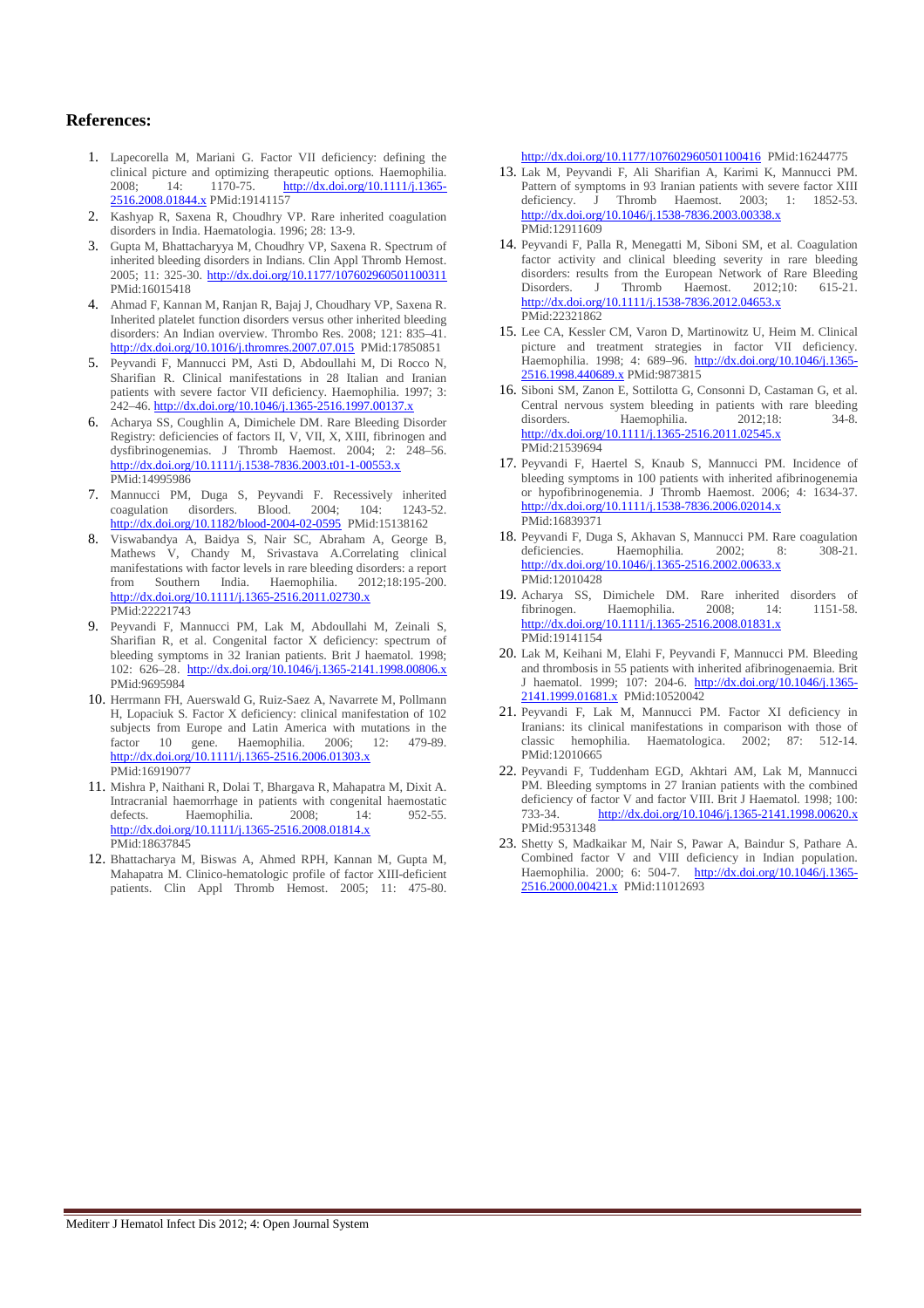## References:

1. Lapecorella M, Mariani G. Factor VII deficiency: defining the clinical picture and optimizing therapeutic options. Haemophilia. 2008; 14: 1170-75. http://dx.doi.org/10.1111/j.1365-2516.2008.01844.x PMid:19141157
2. Kashyap R, Saxena R, Choudhry VP. Rare inherited coagulation disorders in India. Haematologia. 1996; 28: 13-9.
3. Gupta M, Bhattacharyya M, Choudhry VP, Saxena R. Spectrum of inherited bleeding disorders in Indians. Clin Appl Thromb Hemost. 2005; 11: 325-30. http://dx.doi.org/10.1177/107602960501100311 PMid:16015418
4. Ahmad F, Kannan M, Ranjan R, Bajaj J, Choudhary VP, Saxena R. Inherited platelet function disorders versus other inherited bleeding disorders: An Indian overview. Thrombo Res. 2008; 121: 835–41. http://dx.doi.org/10.1016/j.thromres.2007.07.015 PMid:17850851
5. Peyvandi F, Mannucci PM, Asti D, Abdoullahi M, Di Rocco N, Sharifian R. Clinical manifestations in 28 Italian and Iranian patients with severe factor VII deficiency. Haemophilia. 1997; 3: 242–46. http://dx.doi.org/10.1046/j.1365-2516.1997.00137.x
6. Acharya SS, Coughlin A, Dimichele DM. Rare Bleeding Disorder Registry: deficiencies of factors II, V, VII, X, XIII, fibrinogen and dysfibrinogenemias. J Thromb Haemost. 2004; 2: 248–56. http://dx.doi.org/10.1111/j.1538-7836.2003.t01-1-00553.x PMid:14995986
7. Mannucci PM, Duga S, Peyvandi F. Recessively inherited coagulation disorders. Blood. 2004; 104: 1243-52. http://dx.doi.org/10.1182/blood-2004-02-0595 PMid:15138162
8. Viswabandya A, Baidya S, Nair SC, Abraham A, George B, Mathews V, Chandy M, Srivastava A.Correlating clinical manifestations with factor levels in rare bleeding disorders: a report from Southern India. Haemophilia. 2012;18:195-200. http://dx.doi.org/10.1111/j.1365-2516.2011.02730.x PMid:22221743
9. Peyvandi F, Mannucci PM, Lak M, Abdoullahi M, Zeinali S, Sharifian R, et al. Congenital factor X deficiency: spectrum of bleeding symptoms in 32 Iranian patients. Brit J haematol. 1998; 102: 626–28. http://dx.doi.org/10.1046/j.1365-2141.1998.00806.x PMid:9695984
10. Herrmann FH, Auerswald G, Ruiz-Saez A, Navarrete M, Pollmann H, Lopaciuk S. Factor X deficiency: clinical manifestation of 102 subjects from Europe and Latin America with mutations in the factor 10 gene. Haemophilia. 2006; 12: 479-89. http://dx.doi.org/10.1111/j.1365-2516.2006.01303.x PMid:16919077
11. Mishra P, Naithani R, Dolai T, Bhargava R, Mahapatra M, Dixit A. Intracranial haemorrhage in patients with congenital haemostatic defects. Haemophilia. 2008; 14: 952-55. http://dx.doi.org/10.1111/j.1365-2516.2008.01814.x PMid:18637845
12. Bhattacharya M, Biswas A, Ahmed RPH, Kannan M, Gupta M, Mahapatra M. Clinico-hematologic profile of factor XIII-deficient patients. Clin Appl Thromb Hemost. 2005; 11: 475-80. http://dx.doi.org/10.1177/107602960501100416 PMid:16244775
13. Lak M, Peyvandi F, Ali Sharifian A, Karimi K, Mannucci PM. Pattern of symptoms in 93 Iranian patients with severe factor XIII deficiency. J Thromb Haemost. 2003; 1: 1852-53. http://dx.doi.org/10.1046/j.1538-7836.2003.00338.x PMid:12911609
14. Peyvandi F, Palla R, Menegatti M, Siboni SM, et al. Coagulation factor activity and clinical bleeding severity in rare bleeding disorders: results from the European Network of Rare Bleeding Disorders. J Thromb Haemost. 2012;10: 615-21. http://dx.doi.org/10.1111/j.1538-7836.2012.04653.x PMid:22321862
15. Lee CA, Kessler CM, Varon D, Martinowitz U, Heim M. Clinical picture and treatment strategies in factor VII deficiency. Haemophilia. 1998; 4: 689–96. http://dx.doi.org/10.1046/j.1365-2516.1998.440689.x PMid:9873815
16. Siboni SM, Zanon E, Sottilotta G, Consonni D, Castaman G, et al. Central nervous system bleeding in patients with rare bleeding disorders. Haemophilia. 2012;18: 34-8. http://dx.doi.org/10.1111/j.1365-2516.2011.02545.x PMid:21539694
17. Peyvandi F, Haertel S, Knaub S, Mannucci PM. Incidence of bleeding symptoms in 100 patients with inherited afibrinogenemia or hypofibrinogenemia. J Thromb Haemost. 2006; 4: 1634-37. http://dx.doi.org/10.1111/j.1538-7836.2006.02014.x PMid:16839371
18. Peyvandi F, Duga S, Akhavan S, Mannucci PM. Rare coagulation deficiencies. Haemophilia. 2002; 8: 308-21. http://dx.doi.org/10.1046/j.1365-2516.2002.00633.x PMid:12010428
19. Acharya SS, Dimichele DM. Rare inherited disorders of fibrinogen. Haemophilia. 2008; 14: 1151-58. http://dx.doi.org/10.1111/j.1365-2516.2008.01831.x PMid:19141154
20. Lak M, Keihani M, Elahi F, Peyvandi F, Mannucci PM. Bleeding and thrombosis in 55 patients with inherited afibrinogenaemia. Brit J haematol. 1999; 107: 204-6. http://dx.doi.org/10.1046/j.1365-2141.1999.01681.x PMid:10520042
21. Peyvandi F, Lak M, Mannucci PM. Factor XI deficiency in Iranians: its clinical manifestations in comparison with those of classic hemophilia. Haematologica. 2002; 87: 512-14. PMid:12010665
22. Peyvandi F, Tuddenham EGD, Akhtari AM, Lak M, Mannucci PM. Bleeding symptoms in 27 Iranian patients with the combined deficiency of factor V and factor VIII. Brit J Haematol. 1998; 100: 733-34. http://dx.doi.org/10.1046/j.1365-2141.1998.00620.x PMid:9531348
23. Shetty S, Madkaikar M, Nair S, Pawar A, Baindur S, Pathare A. Combined factor V and VIII deficiency in Indian population. Haemophilia. 2000; 6: 504-7. http://dx.doi.org/10.1046/j.1365-2516.2000.00421.x PMid:11012693